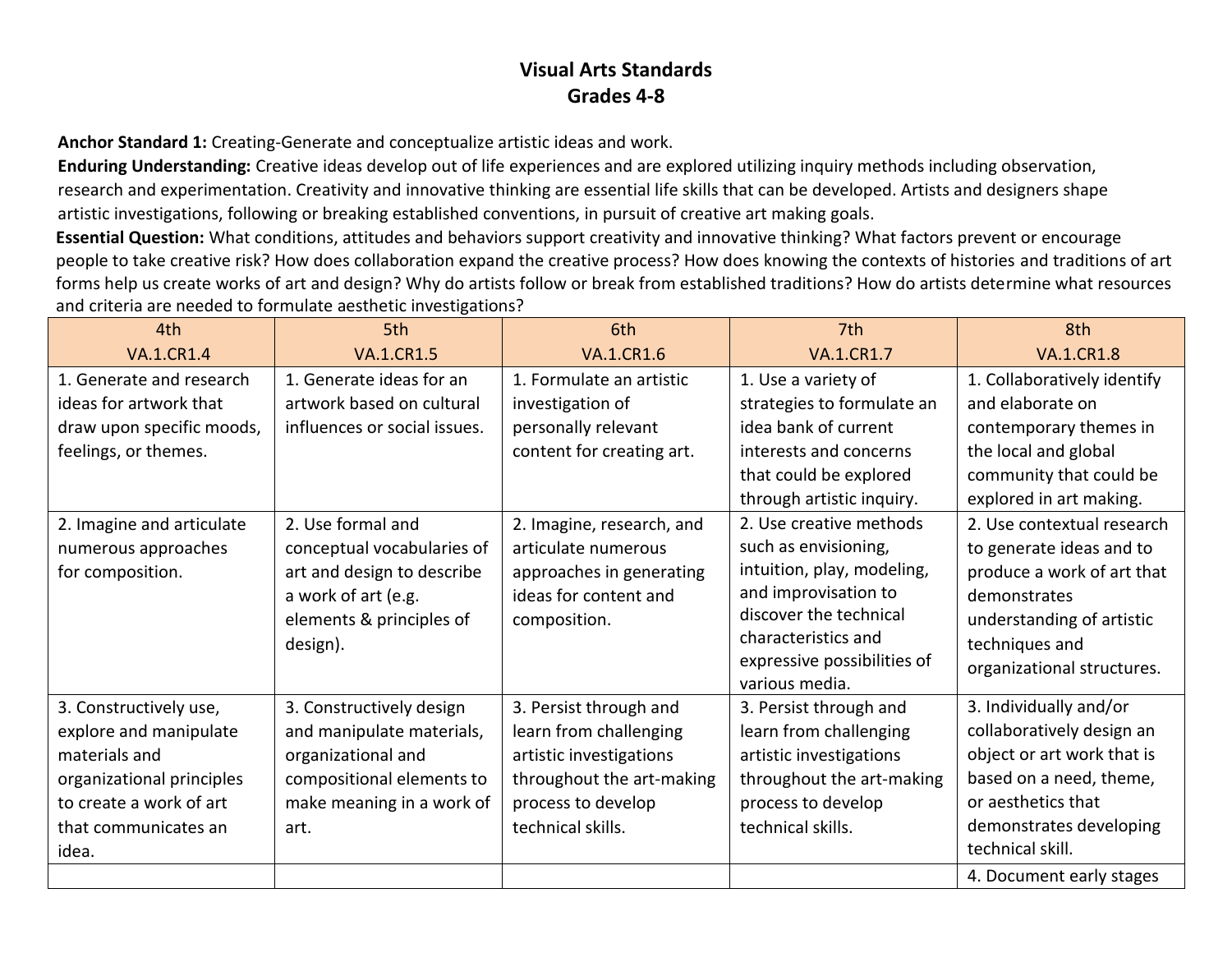# Visual Arts Standards
## Grades 4-8

**Anchor Standard 1:** Creating-Generate and conceptualize artistic ideas and work.

**Enduring Understanding:** Creative ideas develop out of life experiences and are explored utilizing inquiry methods including observation, research and experimentation. Creativity and innovative thinking are essential life skills that can be developed. Artists and designers shape artistic investigations, following or breaking established conventions, in pursuit of creative art making goals.

**Essential Question:** What conditions, attitudes and behaviors support creativity and innovative thinking? What factors prevent or encourage people to take creative risk? How does collaboration expand the creative process? How does knowing the contexts of histories and traditions of art forms help us create works of art and design? Why do artists follow or break from established traditions? How do artists determine what resources and criteria are needed to formulate aesthetic investigations?

| 4th<br>VA.1.CR1.4 | 5th<br>VA.1.CR1.5 | 6th<br>VA.1.CR1.6 | 7th<br>VA.1.CR1.7 | 8th<br>VA.1.CR1.8 |
|---|---|---|---|---|
| 1. Generate and research ideas for artwork that draw upon specific moods, feelings, or themes. | 1. Generate ideas for an artwork based on cultural influences or social issues. | 1. Formulate an artistic investigation of personally relevant content for creating art. | 1. Use a variety of strategies to formulate an idea bank of current interests and concerns that could be explored through artistic inquiry. | 1. Collaboratively identify and elaborate on contemporary themes in the local and global community that could be explored in art making. |
| 2. Imagine and articulate numerous approaches for composition. | 2. Use formal and conceptual vocabularies of art and design to describe a work of art (e.g. elements & principles of design). | 2. Imagine, research, and articulate numerous approaches in generating ideas for content and composition. | 2. Use creative methods such as envisioning, intuition, play, modeling, and improvisation to discover the technical characteristics and expressive possibilities of various media. | 2. Use contextual research to generate ideas and to produce a work of art that demonstrates understanding of artistic techniques and organizational structures. |
| 3. Constructively use, explore and manipulate materials and organizational principles to create a work of art that communicates an idea. | 3. Constructively design and manipulate materials, organizational and compositional elements to make meaning in a work of art. | 3. Persist through and learn from challenging artistic investigations throughout the art-making process to develop technical skills. | 3. Persist through and learn from challenging artistic investigations throughout the art-making process to develop technical skills. | 3. Individually and/or collaboratively design an object or art work that is based on a need, theme, or aesthetics that demonstrates developing technical skill. |
| | | | | 4. Document early stages |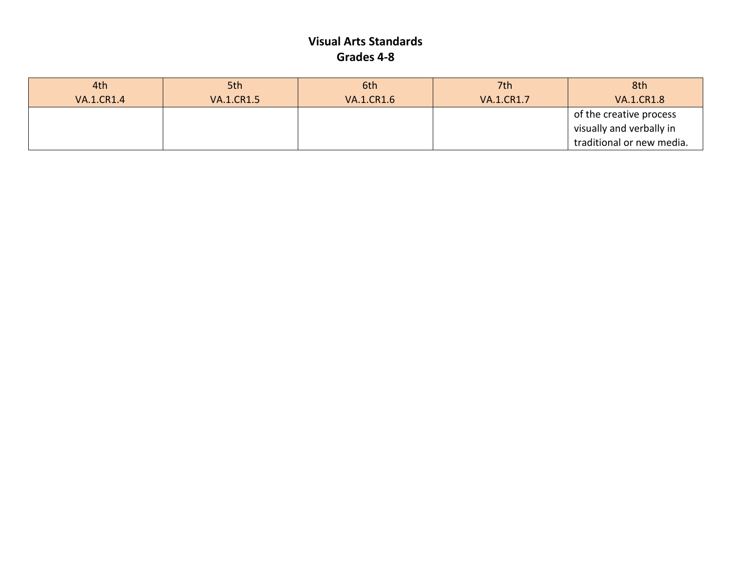# Visual Arts Standards
## Grades 4-8

| 4th VA.1.CR1.4 | 5th VA.1.CR1.5 | 6th VA.1.CR1.6 | 7th VA.1.CR1.7 | 8th VA.1.CR1.8 |
|---|---|---|---|---|
| | | | | of the creative process visually and verbally in traditional or new media. |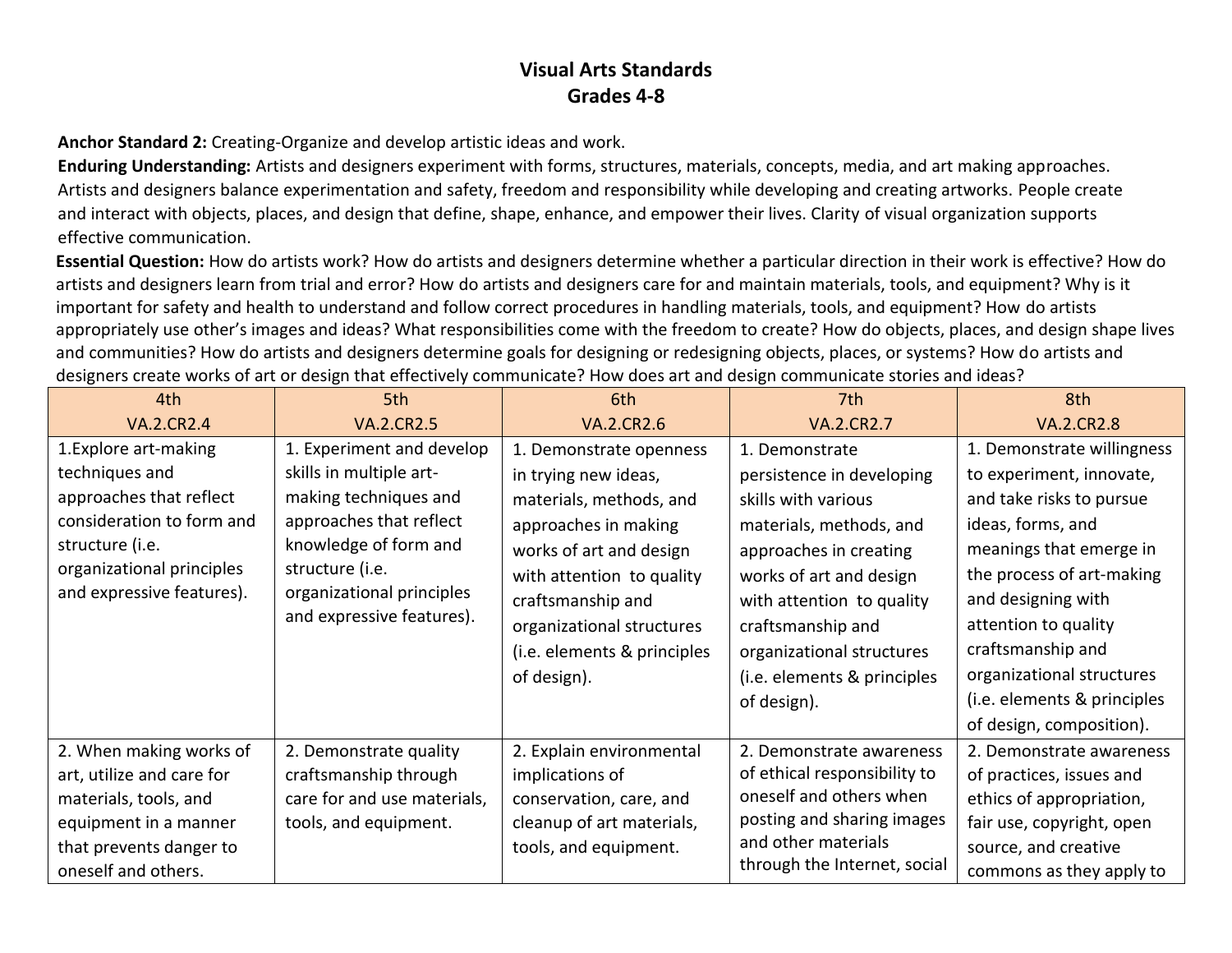# Visual Arts Standards
## Grades 4-8

**Anchor Standard 2:** Creating-Organize and develop artistic ideas and work.

**Enduring Understanding:** Artists and designers experiment with forms, structures, materials, concepts, media, and art making approaches. Artists and designers balance experimentation and safety, freedom and responsibility while developing and creating artworks. People create and interact with objects, places, and design that define, shape, enhance, and empower their lives. Clarity of visual organization supports effective communication.

**Essential Question:** How do artists work? How do artists and designers determine whether a particular direction in their work is effective? How do artists and designers learn from trial and error? How do artists and designers care for and maintain materials, tools, and equipment? Why is it important for safety and health to understand and follow correct procedures in handling materials, tools, and equipment? How do artists appropriately use other's images and ideas? What responsibilities come with the freedom to create? How do objects, places, and design shape lives and communities? How do artists and designers determine goals for designing or redesigning objects, places, or systems? How do artists and designers create works of art or design that effectively communicate? How does art and design communicate stories and ideas?

| 4th VA.2.CR2.4 | 5th VA.2.CR2.5 | 6th VA.2.CR2.6 | 7th VA.2.CR2.7 | 8th VA.2.CR2.8 |
|---|---|---|---|---|
| 1.Explore art-making techniques and approaches that reflect consideration to form and structure (i.e. organizational principles and expressive features). | 1. Experiment and develop skills in multiple art-making techniques and approaches that reflect knowledge of form and structure (i.e. organizational principles and expressive features). | 1. Demonstrate openness in trying new ideas, materials, methods, and approaches in making works of art and design with attention to quality craftsmanship and organizational structures (i.e. elements & principles of design). | 1. Demonstrate persistence in developing skills with various materials, methods, and approaches in creating works of art and design with attention to quality craftsmanship and organizational structures (i.e. elements & principles of design). | 1. Demonstrate willingness to experiment, innovate, and take risks to pursue ideas, forms, and meanings that emerge in the process of art-making and designing with attention to quality craftsmanship and organizational structures (i.e. elements & principles of design, composition). |
| 2. When making works of art, utilize and care for materials, tools, and equipment in a manner that prevents danger to oneself and others. | 2. Demonstrate quality craftsmanship through care for and use materials, tools, and equipment. | 2. Explain environmental implications of conservation, care, and cleanup of art materials, tools, and equipment. | 2. Demonstrate awareness of ethical responsibility to oneself and others when posting and sharing images and other materials through the Internet, social | 2. Demonstrate awareness of practices, issues and ethics of appropriation, fair use, copyright, open source, and creative commons as they apply to |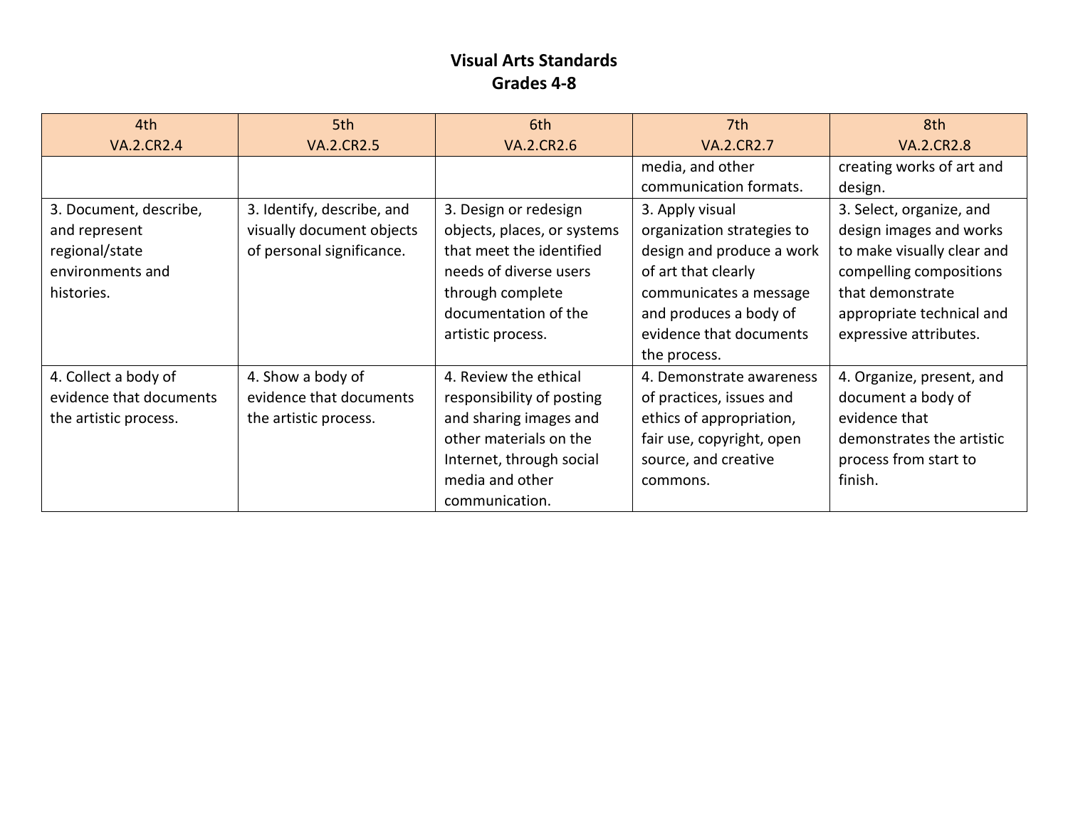**Visual Arts Standards**
**Grades 4-8**

| 4th VA.2.CR2.4 | 5th VA.2.CR2.5 | 6th VA.2.CR2.6 | 7th VA.2.CR2.7 | 8th VA.2.CR2.8 |
|---|---|---|---|---|
| | | | media, and other communication formats. | creating works of art and design. |
| 3. Document, describe, and represent regional/state environments and histories. | 3. Identify, describe, and visually document objects of personal significance. | 3. Design or redesign objects, places, or systems that meet the identified needs of diverse users through complete documentation of the artistic process. | 3. Apply visual organization strategies to design and produce a work of art that clearly communicates a message and produces a body of evidence that documents the process. | 3. Select, organize, and design images and works to make visually clear and compelling compositions that demonstrate appropriate technical and expressive attributes. |
| 4. Collect a body of evidence that documents the artistic process. | 4. Show a body of evidence that documents the artistic process. | 4. Review the ethical responsibility of posting and sharing images and other materials on the Internet, through social media and other communication. | 4. Demonstrate awareness of practices, issues and ethics of appropriation, fair use, copyright, open source, and creative commons. | 4. Organize, present, and document a body of evidence that demonstrates the artistic process from start to finish. |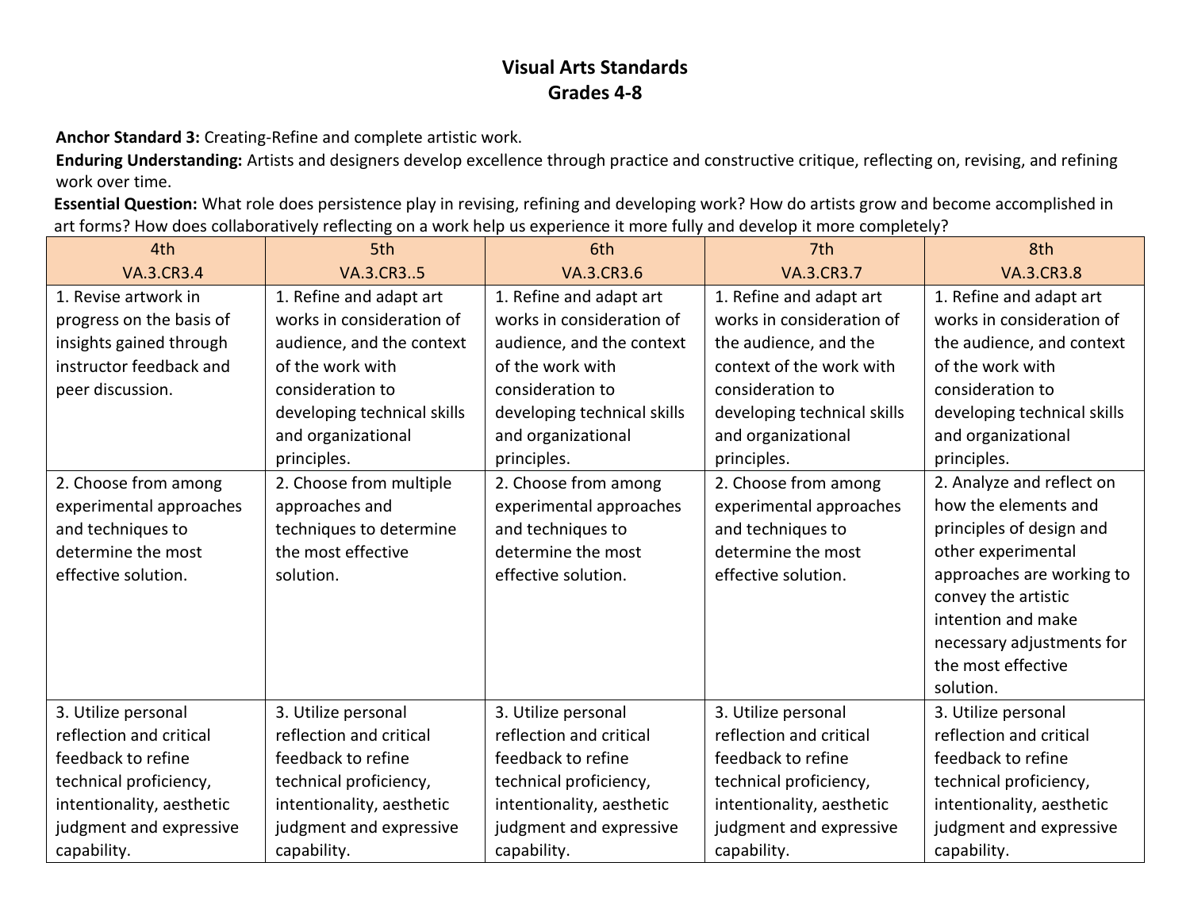# Visual Arts Standards
## Grades 4-8

**Anchor Standard 3:** Creating-Refine and complete artistic work.

**Enduring Understanding:** Artists and designers develop excellence through practice and constructive critique, reflecting on, revising, and refining work over time.

**Essential Question:** What role does persistence play in revising, refining and developing work? How do artists grow and become accomplished in art forms? How does collaboratively reflecting on a work help us experience it more fully and develop it more completely?

| 4th<br>VA.3.CR3.4 | 5th<br>VA.3.CR3..5 | 6th<br>VA.3.CR3.6 | 7th<br>VA.3.CR3.7 | 8th<br>VA.3.CR3.8 |
|---|---|---|---|---|
| 1. Revise artwork in progress on the basis of insights gained through instructor feedback and peer discussion. | 1. Refine and adapt art works in consideration of audience, and the context of the work with consideration to developing technical skills and organizational principles. | 1. Refine and adapt art works in consideration of audience, and the context of the work with consideration to developing technical skills and organizational principles. | 1. Refine and adapt art works in consideration of the audience, and the context of the work with consideration to developing technical skills and organizational principles. | 1. Refine and adapt art works in consideration of the audience, and context of the work with consideration to developing technical skills and organizational principles. |
| 2. Choose from among experimental approaches and techniques to determine the most effective solution. | 2. Choose from multiple approaches and techniques to determine the most effective solution. | 2. Choose from among experimental approaches and techniques to determine the most effective solution. | 2. Choose from among experimental approaches and techniques to determine the most effective solution. | 2. Analyze and reflect on how the elements and principles of design and other experimental approaches are working to convey the artistic intention and make necessary adjustments for the most effective solution. |
| 3. Utilize personal reflection and critical feedback to refine technical proficiency, intentionality, aesthetic judgment and expressive capability. | 3. Utilize personal reflection and critical feedback to refine technical proficiency, intentionality, aesthetic judgment and expressive capability. | 3. Utilize personal reflection and critical feedback to refine technical proficiency, intentionality, aesthetic judgment and expressive capability. | 3. Utilize personal reflection and critical feedback to refine technical proficiency, intentionality, aesthetic judgment and expressive capability. | 3. Utilize personal reflection and critical feedback to refine technical proficiency, intentionality, aesthetic judgment and expressive capability. |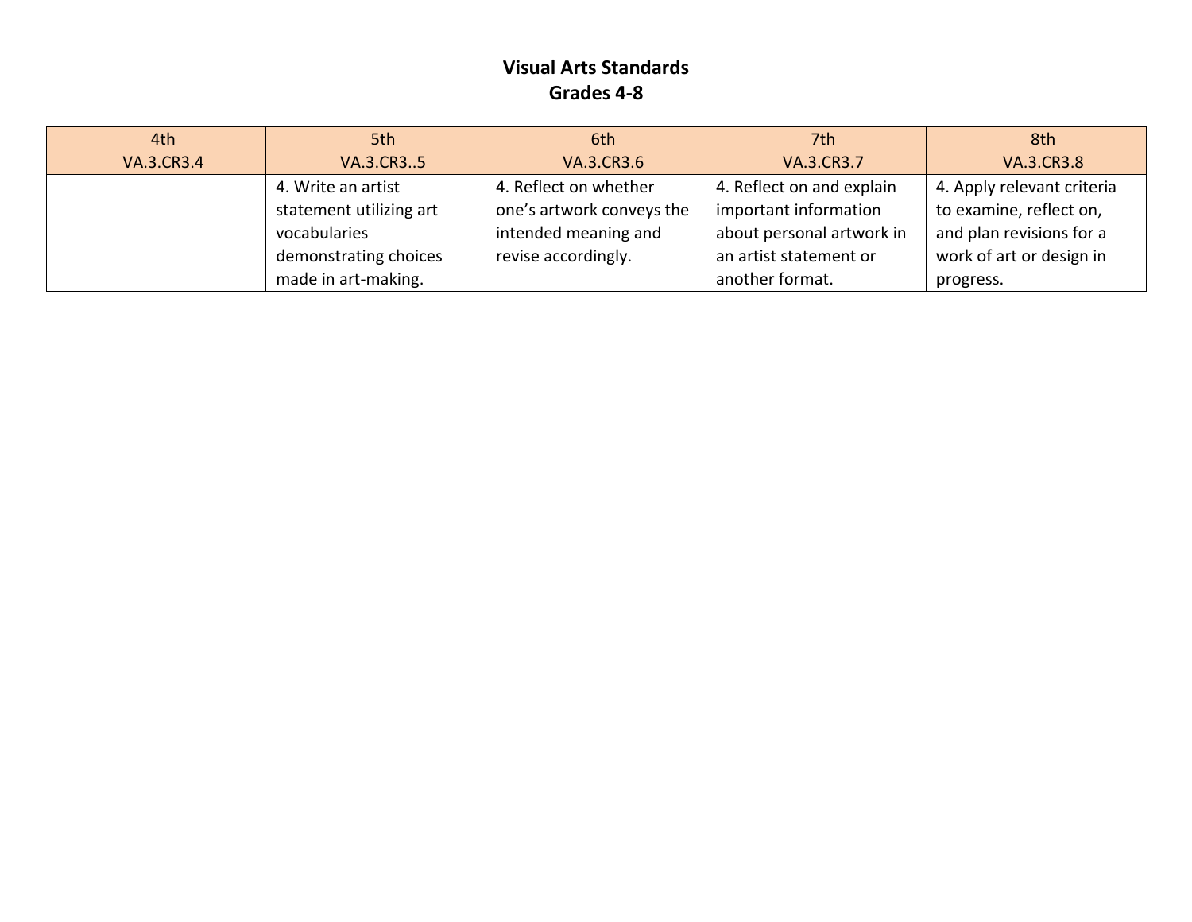# Visual Arts Standards
## Grades 4-8

| 4th<br>VA.3.CR3.4 | 5th<br>VA.3.CR3..5 | 6th<br>VA.3.CR3.6 | 7th<br>VA.3.CR3.7 | 8th<br>VA.3.CR3.8 |
|---|---|---|---|---|
| | 4. Write an artist statement utilizing art vocabularies demonstrating choices made in art-making. | 4. Reflect on whether one's artwork conveys the intended meaning and revise accordingly. | 4. Reflect on and explain important information about personal artwork in an artist statement or another format. | 4. Apply relevant criteria to examine, reflect on, and plan revisions for a work of art or design in progress. |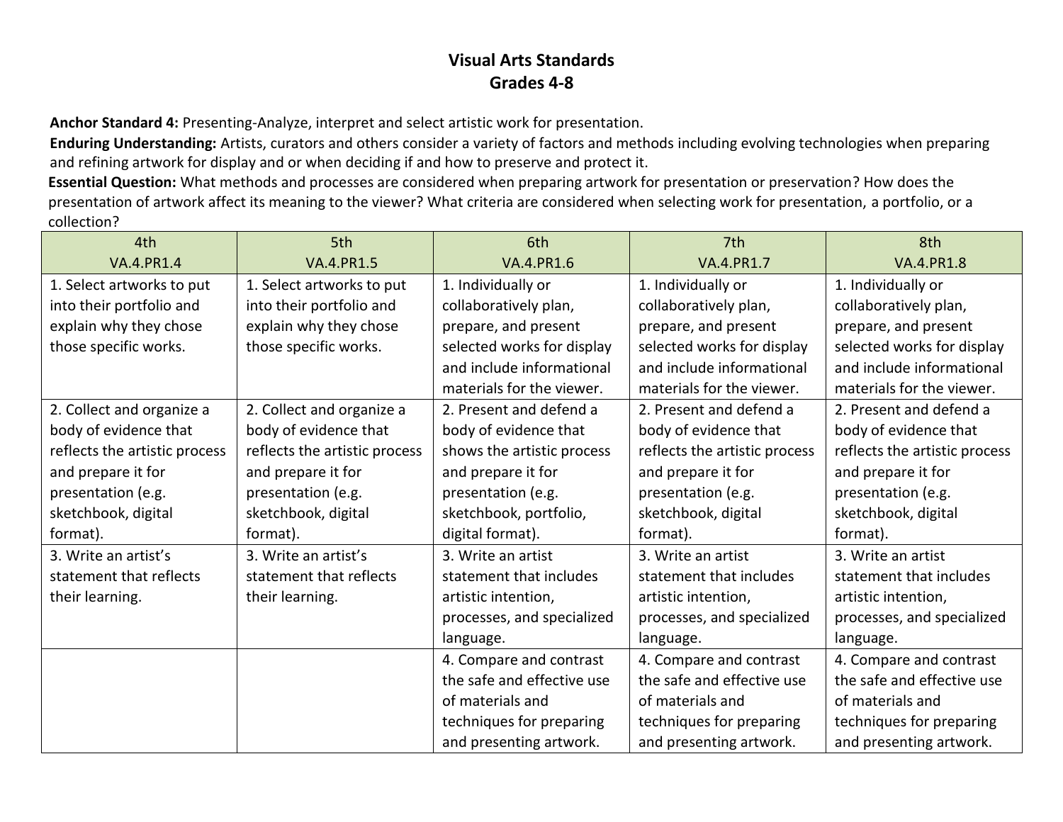# Visual Arts Standards
## Grades 4-8

**Anchor Standard 4:** Presenting-Analyze, interpret and select artistic work for presentation.

**Enduring Understanding:** Artists, curators and others consider a variety of factors and methods including evolving technologies when preparing and refining artwork for display and or when deciding if and how to preserve and protect it.

**Essential Question:** What methods and processes are considered when preparing artwork for presentation or preservation? How does the presentation of artwork affect its meaning to the viewer? What criteria are considered when selecting work for presentation, a portfolio, or a collection?

| 4th<br>VA.4.PR1.4 | 5th<br>VA.4.PR1.5 | 6th<br>VA.4.PR1.6 | 7th<br>VA.4.PR1.7 | 8th<br>VA.4.PR1.8 |
|---|---|---|---|---|
| 1. Select artworks to put into their portfolio and explain why they chose those specific works. | 1. Select artworks to put into their portfolio and explain why they chose those specific works. | 1. Individually or collaboratively plan, prepare, and present selected works for display and include informational materials for the viewer. | 1. Individually or collaboratively plan, prepare, and present selected works for display and include informational materials for the viewer. | 1. Individually or collaboratively plan, prepare, and present selected works for display and include informational materials for the viewer. |
| 2. Collect and organize a body of evidence that reflects the artistic process and prepare it for presentation (e.g. sketchbook, digital format). | 2. Collect and organize a body of evidence that reflects the artistic process and prepare it for presentation (e.g. sketchbook, digital format). | 2. Present and defend a body of evidence that shows the artistic process and prepare it for presentation (e.g. sketchbook, portfolio, digital format). | 2. Present and defend a body of evidence that reflects the artistic process and prepare it for presentation (e.g. sketchbook, digital format). | 2. Present and defend a body of evidence that reflects the artistic process and prepare it for presentation (e.g. sketchbook, digital format). |
| 3. Write an artist's statement that reflects their learning. | 3. Write an artist's statement that reflects their learning. | 3. Write an artist statement that includes artistic intention, processes, and specialized language. | 3. Write an artist statement that includes artistic intention, processes, and specialized language. | 3. Write an artist statement that includes artistic intention, processes, and specialized language. |
| | | 4. Compare and contrast the safe and effective use of materials and techniques for preparing and presenting artwork. | 4. Compare and contrast the safe and effective use of materials and techniques for preparing and presenting artwork. | 4. Compare and contrast the safe and effective use of materials and techniques for preparing and presenting artwork. |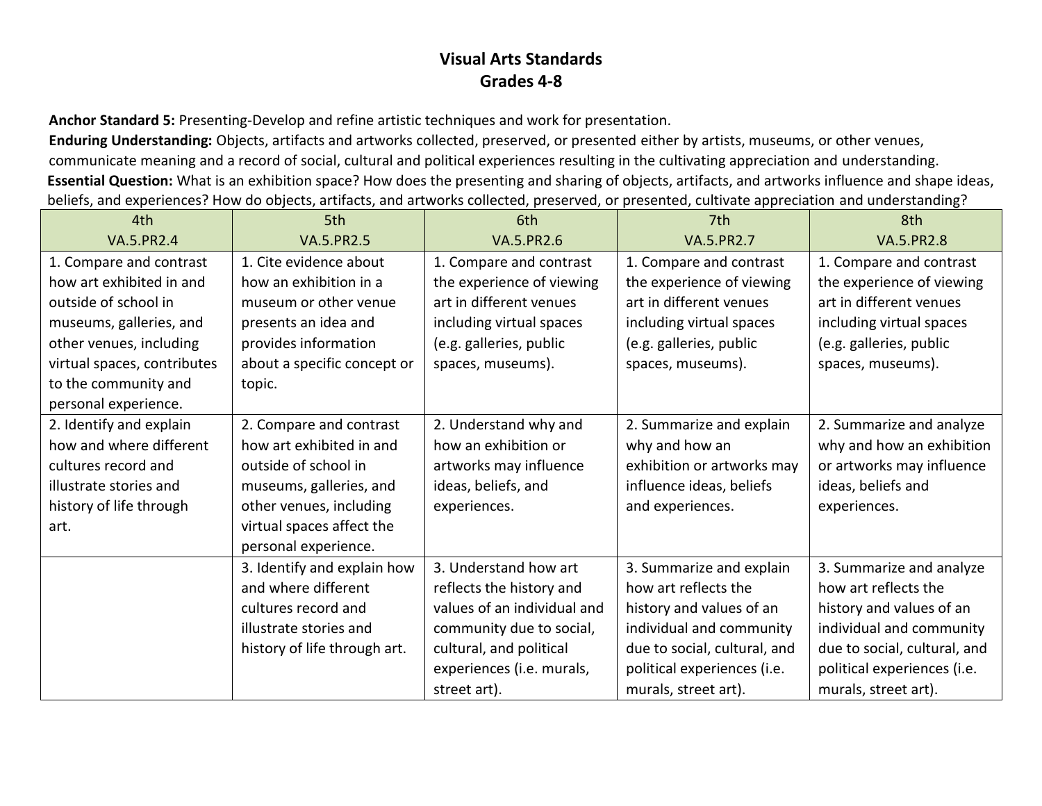# Visual Arts Standards
## Grades 4-8

**Anchor Standard 5:** Presenting-Develop and refine artistic techniques and work for presentation.

**Enduring Understanding:** Objects, artifacts and artworks collected, preserved, or presented either by artists, museums, or other venues, communicate meaning and a record of social, cultural and political experiences resulting in the cultivating appreciation and understanding.

**Essential Question:** What is an exhibition space? How does the presenting and sharing of objects, artifacts, and artworks influence and shape ideas, beliefs, and experiences? How do objects, artifacts, and artworks collected, preserved, or presented, cultivate appreciation and understanding?

| 4th VA.5.PR2.4 | 5th VA.5.PR2.5 | 6th VA.5.PR2.6 | 7th VA.5.PR2.7 | 8th VA.5.PR2.8 |
|---|---|---|---|---|
| 1. Compare and contrast how art exhibited in and outside of school in museums, galleries, and other venues, including virtual spaces, contributes to the community and personal experience. | 1. Cite evidence about how an exhibition in a museum or other venue presents an idea and provides information about a specific concept or topic. | 1. Compare and contrast the experience of viewing art in different venues including virtual spaces (e.g. galleries, public spaces, museums). | 1. Compare and contrast the experience of viewing art in different venues including virtual spaces (e.g. galleries, public spaces, museums). | 1. Compare and contrast the experience of viewing art in different venues including virtual spaces (e.g. galleries, public spaces, museums). |
| 2. Identify and explain how and where different cultures record and illustrate stories and history of life through art. | 2. Compare and contrast how art exhibited in and outside of school in museums, galleries, and other venues, including virtual spaces affect the personal experience. | 2. Understand why and how an exhibition or artworks may influence ideas, beliefs, and experiences. | 2. Summarize and explain why and how an exhibition or artworks may influence ideas, beliefs and experiences. | 2. Summarize and analyze why and how an exhibition or artworks may influence ideas, beliefs and experiences. |
| | 3. Identify and explain how and where different cultures record and illustrate stories and history of life through art. | 3. Understand how art reflects the history and values of an individual and community due to social, cultural, and political experiences (i.e. murals, street art). | 3. Summarize and explain how art reflects the history and values of an individual and community due to social, cultural, and political experiences (i.e. murals, street art). | 3. Summarize and analyze how art reflects the history and values of an individual and community due to social, cultural, and political experiences (i.e. murals, street art). |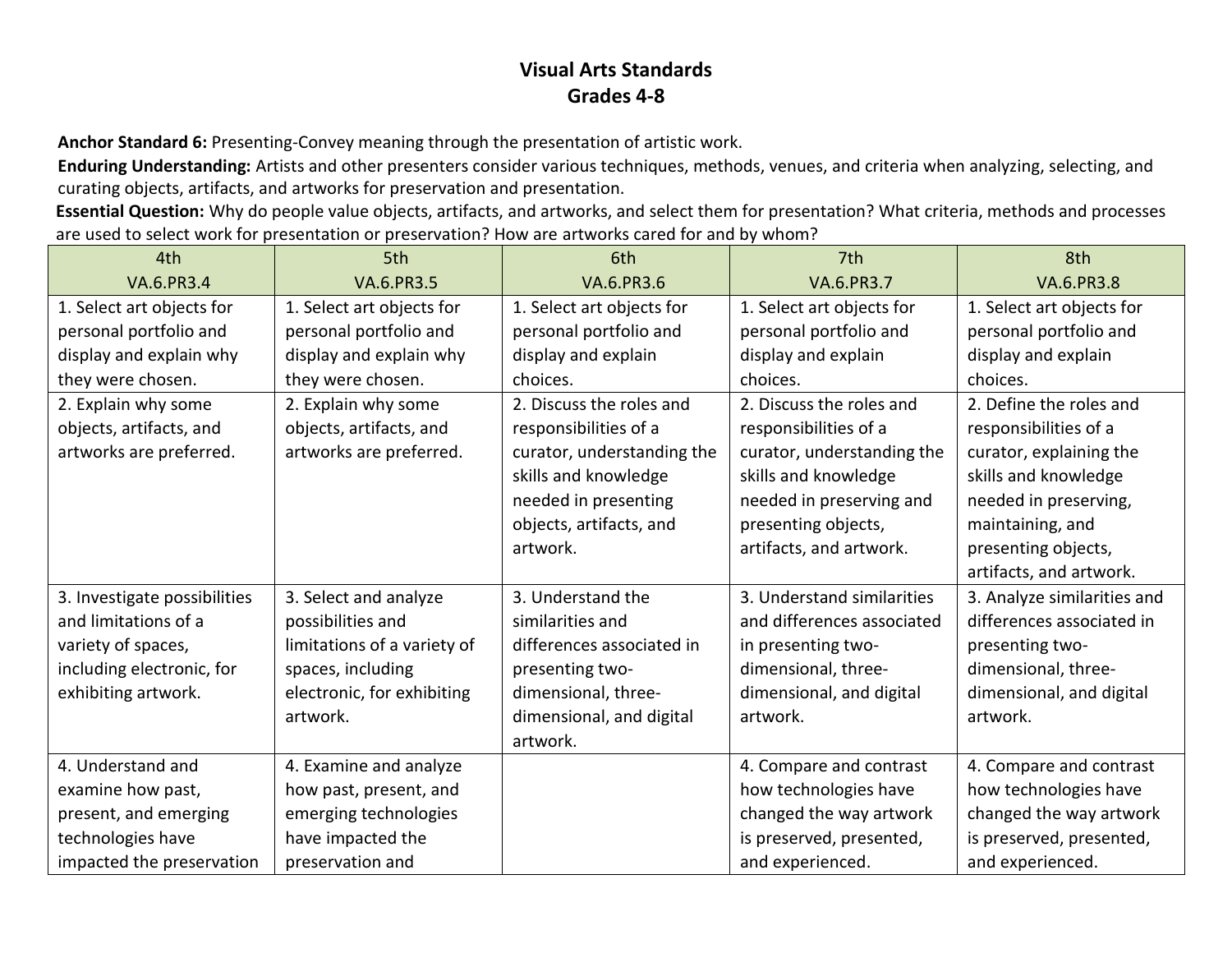# Visual Arts Standards
## Grades 4-8

**Anchor Standard 6:** Presenting-Convey meaning through the presentation of artistic work.

**Enduring Understanding:** Artists and other presenters consider various techniques, methods, venues, and criteria when analyzing, selecting, and curating objects, artifacts, and artworks for preservation and presentation.

**Essential Question:** Why do people value objects, artifacts, and artworks, and select them for presentation? What criteria, methods and processes are used to select work for presentation or preservation? How are artworks cared for and by whom?

| 4th<br>VA.6.PR3.4 | 5th<br>VA.6.PR3.5 | 6th<br>VA.6.PR3.6 | 7th<br>VA.6.PR3.7 | 8th<br>VA.6.PR3.8 |
|---|---|---|---|---|
| 1. Select art objects for personal portfolio and display and explain why they were chosen. | 1. Select art objects for personal portfolio and display and explain why they were chosen. | 1. Select art objects for personal portfolio and display and explain choices. | 1. Select art objects for personal portfolio and display and explain choices. | 1. Select art objects for personal portfolio and display and explain choices. |
| 2. Explain why some objects, artifacts, and artworks are preferred. | 2. Explain why some objects, artifacts, and artworks are preferred. | 2. Discuss the roles and responsibilities of a curator, understanding the skills and knowledge needed in presenting objects, artifacts, and artwork. | 2. Discuss the roles and responsibilities of a curator, understanding the skills and knowledge needed in preserving and presenting objects, artifacts, and artwork. | 2. Define the roles and responsibilities of a curator, explaining the skills and knowledge needed in preserving, maintaining, and presenting objects, artifacts, and artwork. |
| 3. Investigate possibilities and limitations of a variety of spaces, including electronic, for exhibiting artwork. | 3. Select and analyze possibilities and limitations of a variety of spaces, including electronic, for exhibiting artwork. | 3. Understand the similarities and differences associated in presenting two-dimensional, three-dimensional, and digital artwork. | 3. Understand similarities and differences associated in presenting two-dimensional, three-dimensional, and digital artwork. | 3. Analyze similarities and differences associated in presenting two-dimensional, three-dimensional, and digital artwork. |
| 4. Understand and examine how past, present, and emerging technologies have impacted the preservation | 4. Examine and analyze how past, present, and emerging technologies have impacted the preservation and | | 4. Compare and contrast how technologies have changed the way artwork is preserved, presented, and experienced. | 4. Compare and contrast how technologies have changed the way artwork is preserved, presented, and experienced. |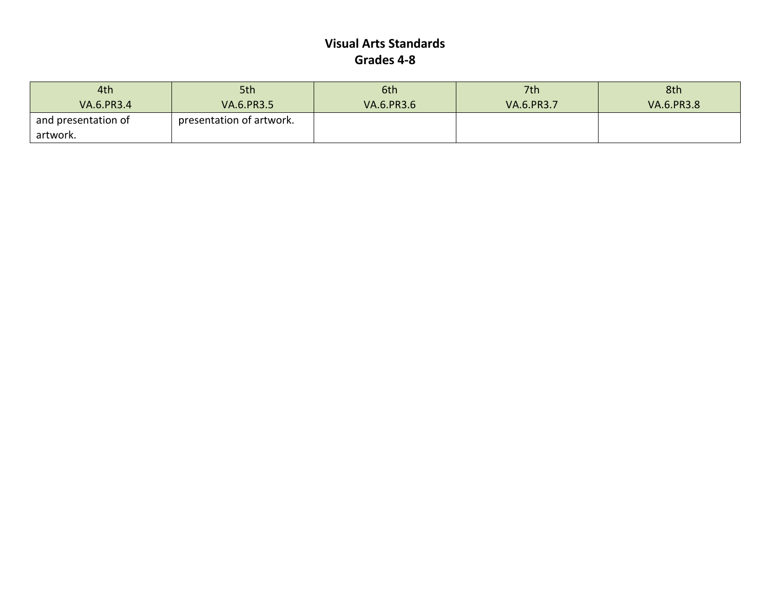# Visual Arts Standards
## Grades 4-8

| 4th<br>VA.6.PR3.4 | 5th<br>VA.6.PR3.5 | 6th<br>VA.6.PR3.6 | 7th<br>VA.6.PR3.7 | 8th<br>VA.6.PR3.8 |
|---|---|---|---|---|
| and presentation of artwork. | presentation of artwork. | | | |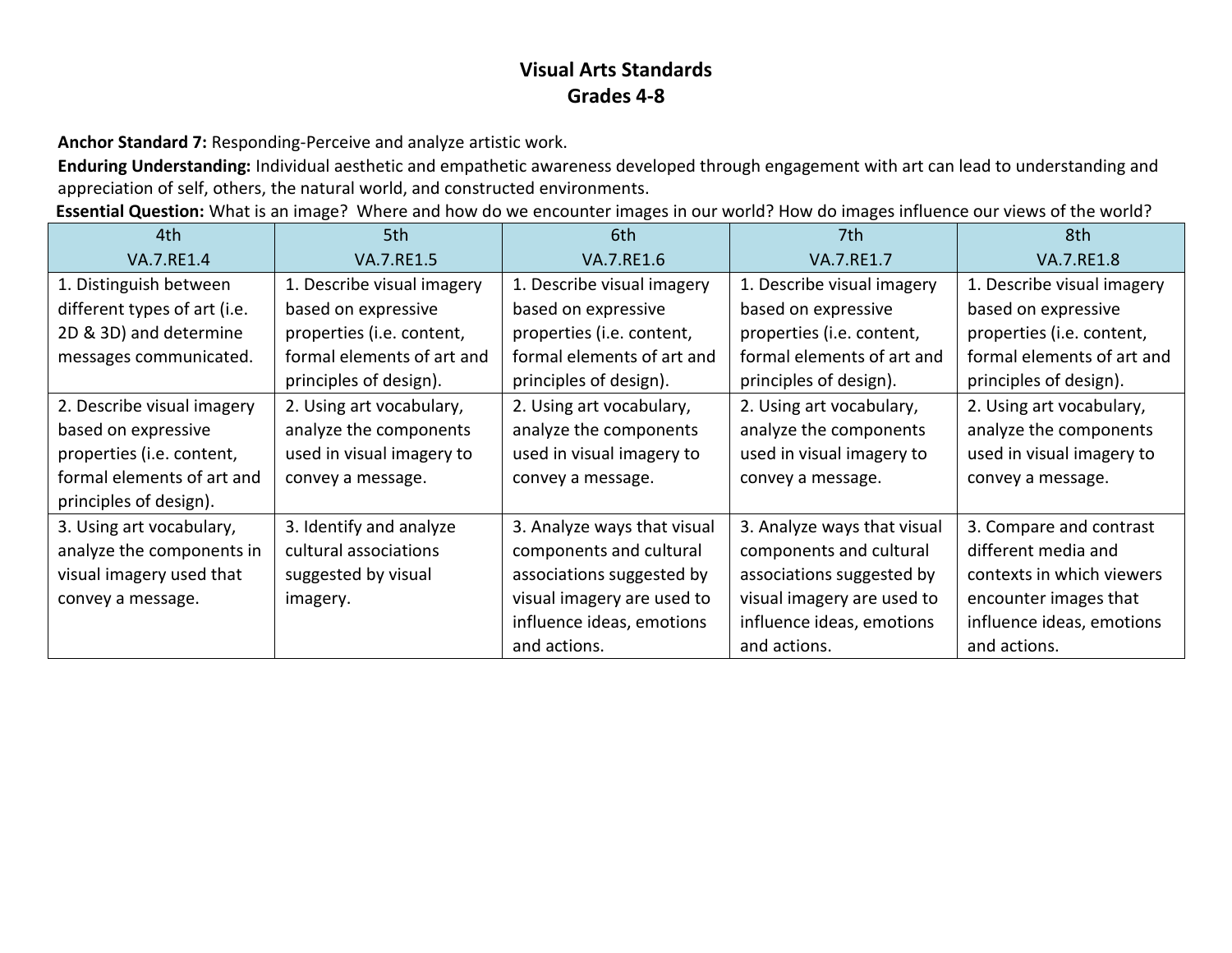# Visual Arts Standards
## Grades 4-8

**Anchor Standard 7:** Responding-Perceive and analyze artistic work.

**Enduring Understanding:** Individual aesthetic and empathetic awareness developed through engagement with art can lead to understanding and appreciation of self, others, the natural world, and constructed environments.

**Essential Question:** What is an image? Where and how do we encounter images in our world? How do images influence our views of the world?

| 4th<br>VA.7.RE1.4 | 5th<br>VA.7.RE1.5 | 6th<br>VA.7.RE1.6 | 7th<br>VA.7.RE1.7 | 8th<br>VA.7.RE1.8 |
|---|---|---|---|---|
| 1. Distinguish between different types of art (i.e. 2D & 3D) and determine messages communicated. | 1. Describe visual imagery based on expressive properties (i.e. content, formal elements of art and principles of design). | 1. Describe visual imagery based on expressive properties (i.e. content, formal elements of art and principles of design). | 1. Describe visual imagery based on expressive properties (i.e. content, formal elements of art and principles of design). | 1. Describe visual imagery based on expressive properties (i.e. content, formal elements of art and principles of design). |
| 2. Describe visual imagery based on expressive properties (i.e. content, formal elements of art and principles of design). | 2. Using art vocabulary, analyze the components used in visual imagery to convey a message. | 2. Using art vocabulary, analyze the components used in visual imagery to convey a message. | 2. Using art vocabulary, analyze the components used in visual imagery to convey a message. | 2. Using art vocabulary, analyze the components used in visual imagery to convey a message. |
| 3. Using art vocabulary, analyze the components in visual imagery used that convey a message. | 3. Identify and analyze cultural associations suggested by visual imagery. | 3. Analyze ways that visual components and cultural associations suggested by visual imagery are used to influence ideas, emotions and actions. | 3. Analyze ways that visual components and cultural associations suggested by visual imagery are used to influence ideas, emotions and actions. | 3. Compare and contrast different media and contexts in which viewers encounter images that influence ideas, emotions and actions. |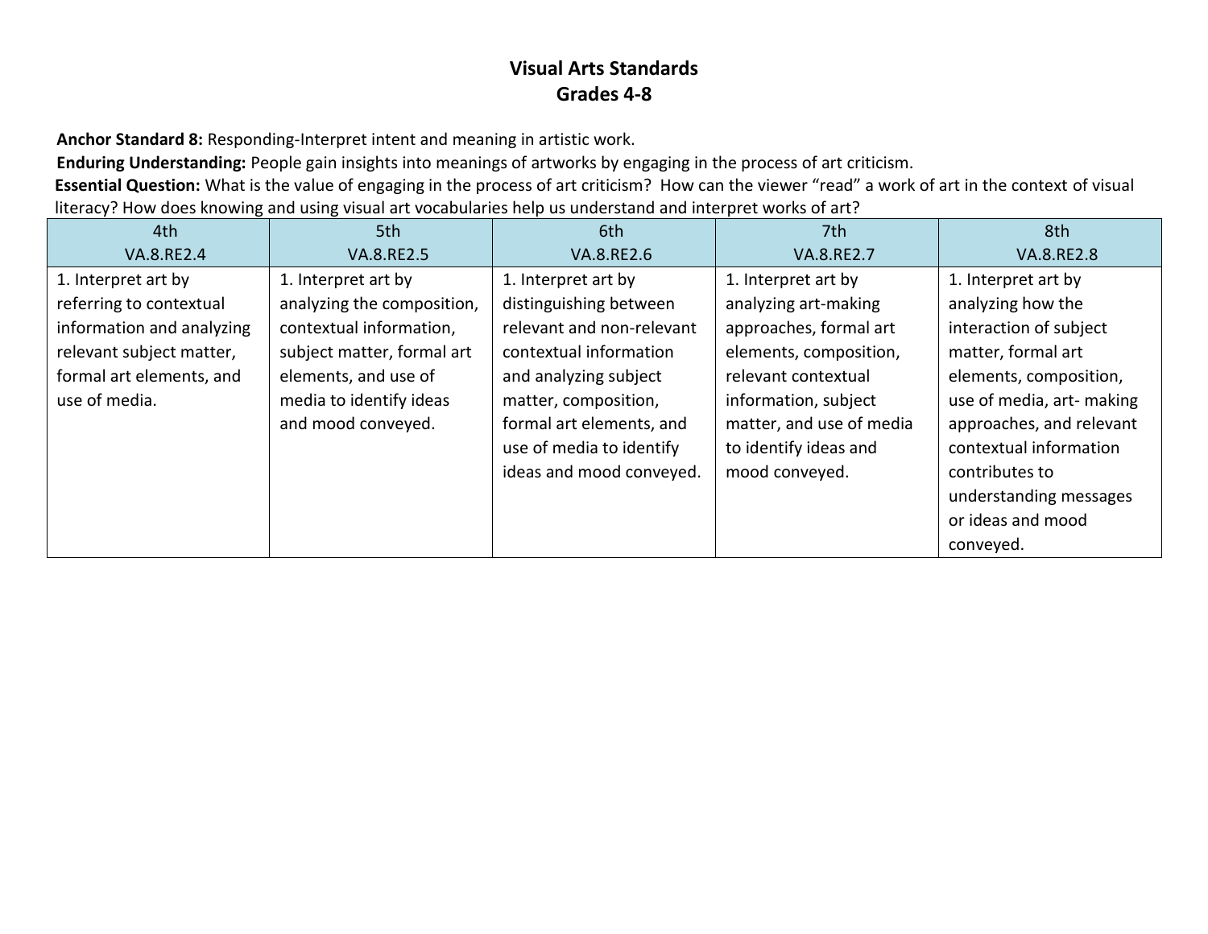# Visual Arts Standards
## Grades 4-8

**Anchor Standard 8:** Responding-Interpret intent and meaning in artistic work.

**Enduring Understanding:** People gain insights into meanings of artworks by engaging in the process of art criticism.

**Essential Question:** What is the value of engaging in the process of art criticism? How can the viewer "read" a work of art in the context of visual literacy? How does knowing and using visual art vocabularies help us understand and interpret works of art?

| 4th<br>VA.8.RE2.4 | 5th<br>VA.8.RE2.5 | 6th<br>VA.8.RE2.6 | 7th<br>VA.8.RE2.7 | 8th<br>VA.8.RE2.8 |
|---|---|---|---|---|
| 1. Interpret art by referring to contextual information and analyzing relevant subject matter, formal art elements, and use of media. | 1. Interpret art by analyzing the composition, contextual information, subject matter, formal art elements, and use of media to identify ideas and mood conveyed. | 1. Interpret art by distinguishing between relevant and non-relevant contextual information and analyzing subject matter, composition, formal art elements, and use of media to identify ideas and mood conveyed. | 1. Interpret art by analyzing art-making approaches, formal art elements, composition, relevant contextual information, subject matter, and use of media to identify ideas and mood conveyed. | 1. Interpret art by analyzing how the interaction of subject matter, formal art elements, composition, use of media, art- making approaches, and relevant contextual information contributes to understanding messages or ideas and mood conveyed. |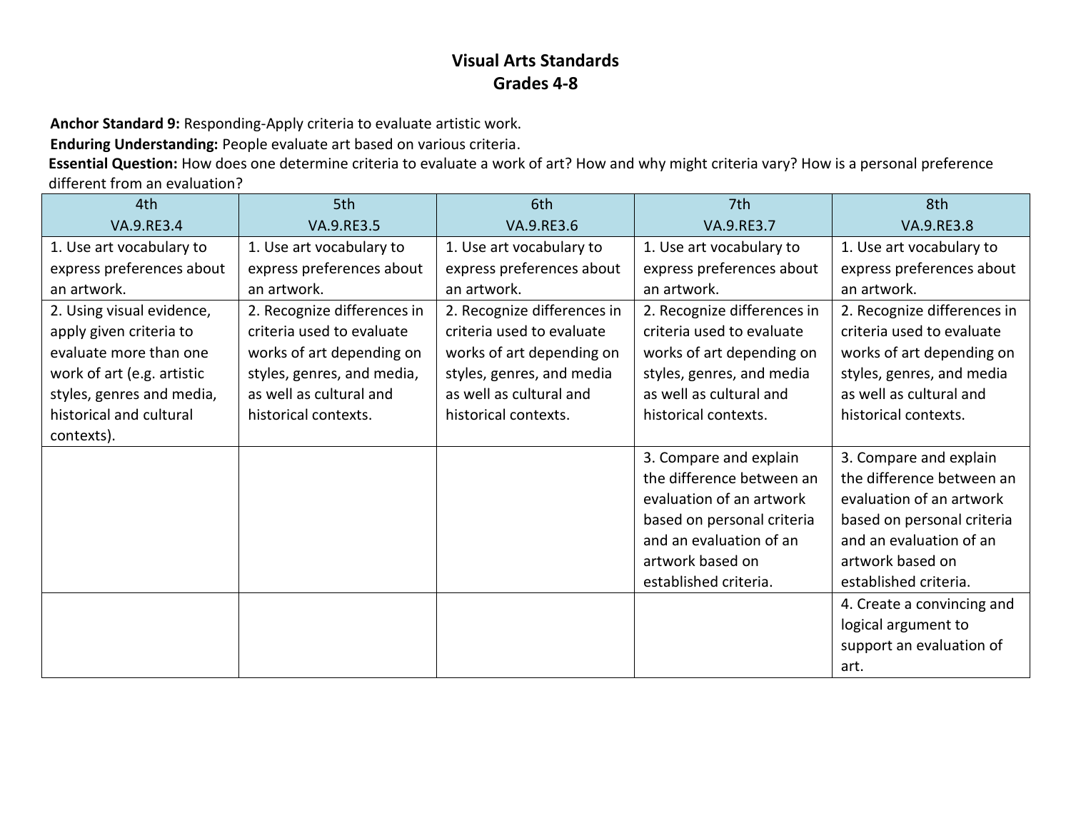# Visual Arts Standards
## Grades 4-8

**Anchor Standard 9:** Responding-Apply criteria to evaluate artistic work.

**Enduring Understanding:** People evaluate art based on various criteria.

**Essential Question:** How does one determine criteria to evaluate a work of art? How and why might criteria vary? How is a personal preference different from an evaluation?

| 4th VA.9.RE3.4 | 5th VA.9.RE3.5 | 6th VA.9.RE3.6 | 7th VA.9.RE3.7 | 8th VA.9.RE3.8 |
|---|---|---|---|---|
| 1. Use art vocabulary to express preferences about an artwork. | 1. Use art vocabulary to express preferences about an artwork. | 1. Use art vocabulary to express preferences about an artwork. | 1. Use art vocabulary to express preferences about an artwork. | 1. Use art vocabulary to express preferences about an artwork. |
| 2. Using visual evidence, apply given criteria to evaluate more than one work of art (e.g. artistic styles, genres and media, historical and cultural contexts). | 2. Recognize differences in criteria used to evaluate works of art depending on styles, genres, and media, as well as cultural and historical contexts. | 2. Recognize differences in criteria used to evaluate works of art depending on styles, genres, and media as well as cultural and historical contexts. | 2. Recognize differences in criteria used to evaluate works of art depending on styles, genres, and media as well as cultural and historical contexts. | 2. Recognize differences in criteria used to evaluate works of art depending on styles, genres, and media as well as cultural and historical contexts. |
| | | | 3. Compare and explain the difference between an evaluation of an artwork based on personal criteria and an evaluation of an artwork based on established criteria. | 3. Compare and explain the difference between an evaluation of an artwork based on personal criteria and an evaluation of an artwork based on established criteria. |
| | | | | 4. Create a convincing and logical argument to support an evaluation of art. |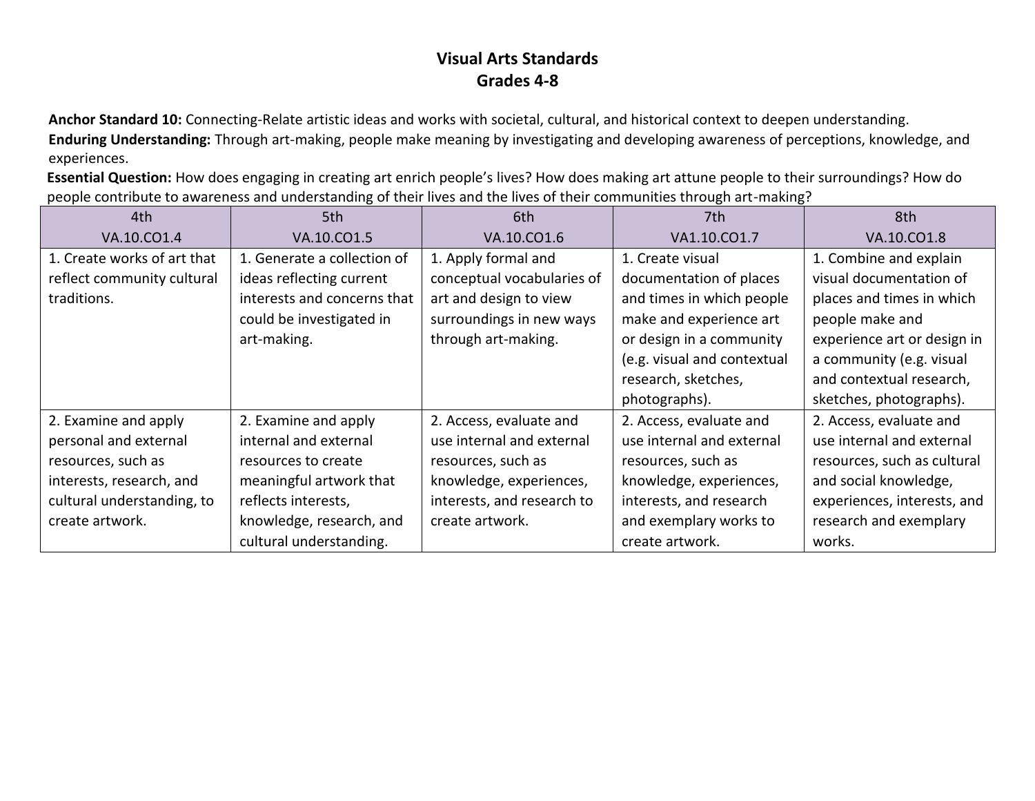# Visual Arts Standards
## Grades 4-8

**Anchor Standard 10:** Connecting-Relate artistic ideas and works with societal, cultural, and historical context to deepen understanding.
**Enduring Understanding:** Through art-making, people make meaning by investigating and developing awareness of perceptions, knowledge, and experiences.
**Essential Question:** How does engaging in creating art enrich people's lives? How does making art attune people to their surroundings? How do people contribute to awareness and understanding of their lives and the lives of their communities through art-making?

| 4th<br>VA.10.CO1.4 | 5th<br>VA.10.CO1.5 | 6th<br>VA.10.CO1.6 | 7th<br>VA1.10.CO1.7 | 8th<br>VA.10.CO1.8 |
|---|---|---|---|---|
| 1. Create works of art that reflect community cultural traditions. | 1. Generate a collection of ideas reflecting current interests and concerns that could be investigated in art-making. | 1. Apply formal and conceptual vocabularies of art and design to view surroundings in new ways through art-making. | 1. Create visual documentation of places and times in which people make and experience art or design in a community (e.g. visual and contextual research, sketches, photographs). | 1. Combine and explain visual documentation of places and times in which people make and experience art or design in a community (e.g. visual and contextual research, sketches, photographs). |
| 2. Examine and apply personal and external resources, such as interests, research, and cultural understanding, to create artwork. | 2. Examine and apply internal and external resources to create meaningful artwork that reflects interests, knowledge, research, and cultural understanding. | 2. Access, evaluate and use internal and external resources, such as knowledge, experiences, interests, and research to create artwork. | 2. Access, evaluate and use internal and external resources, such as knowledge, experiences, interests, and research and exemplary works to create artwork. | 2. Access, evaluate and use internal and external resources, such as cultural and social knowledge, experiences, interests, and research and exemplary works. |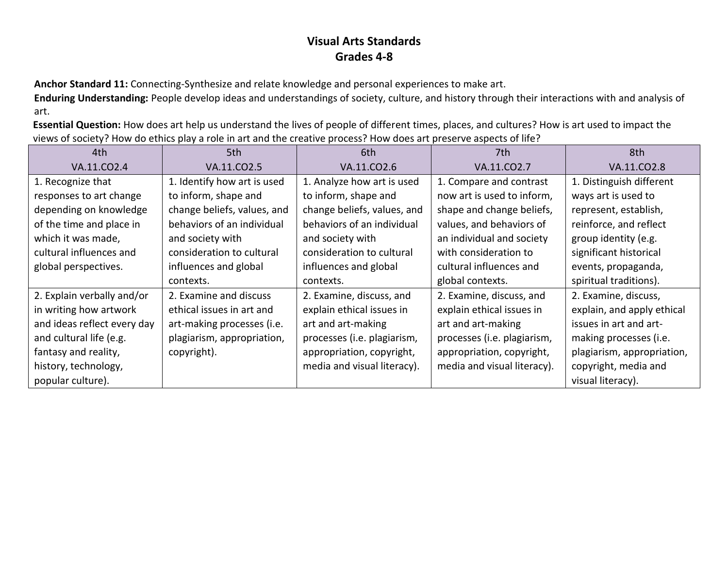# Visual Arts Standards
## Grades 4-8

**Anchor Standard 11:** Connecting-Synthesize and relate knowledge and personal experiences to make art.
**Enduring Understanding:** People develop ideas and understandings of society, culture, and history through their interactions with and analysis of art.
**Essential Question:** How does art help us understand the lives of people of different times, places, and cultures? How is art used to impact the views of society? How do ethics play a role in art and the creative process? How does art preserve aspects of life?

| 4th<br>VA.11.CO2.4 | 5th<br>VA.11.CO2.5 | 6th<br>VA.11.CO2.6 | 7th<br>VA.11.CO2.7 | 8th<br>VA.11.CO2.8 |
|---|---|---|---|---|
| 1. Recognize that responses to art change depending on knowledge of the time and place in which it was made, cultural influences and global perspectives. | 1. Identify how art is used to inform, shape and change beliefs, values, and behaviors of an individual and society with consideration to cultural influences and global contexts. | 1. Analyze how art is used to inform, shape and change beliefs, values, and behaviors of an individual and society with consideration to cultural influences and global contexts. | 1. Compare and contrast now art is used to inform, shape and change beliefs, values, and behaviors of an individual and society with consideration to cultural influences and global contexts. | 1. Distinguish different ways art is used to represent, establish, reinforce, and reflect group identity (e.g. significant historical events, propaganda, spiritual traditions). |
| 2. Explain verbally and/or in writing how artwork and ideas reflect every day and cultural life (e.g. fantasy and reality, history, technology, popular culture). | 2. Examine and discuss ethical issues in art and art-making processes (i.e. plagiarism, appropriation, copyright). | 2. Examine, discuss, and explain ethical issues in art and art-making processes (i.e. plagiarism, appropriation, copyright, media and visual literacy). | 2. Examine, discuss, and explain ethical issues in art and art-making processes (i.e. plagiarism, appropriation, copyright, media and visual literacy). | 2. Examine, discuss, explain, and apply ethical issues in art and art-making processes (i.e. plagiarism, appropriation, copyright, media and visual literacy). |